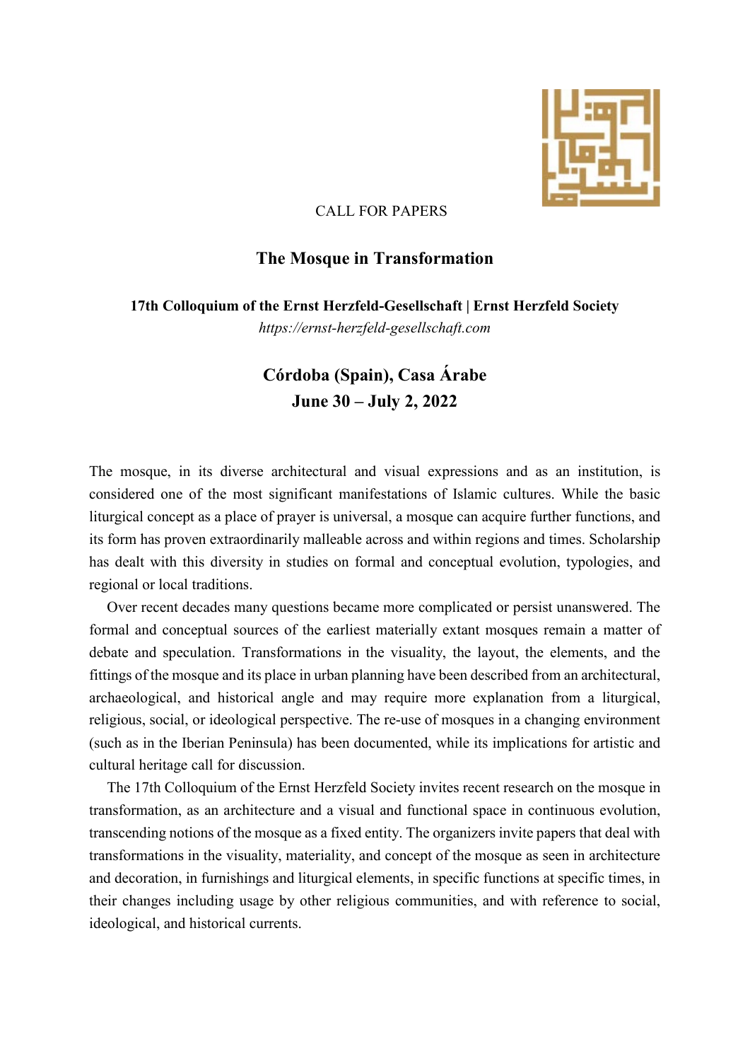CALL FOR PAPERS

# The Mosque in Transformation

**17th Colloquium of the Ernst Herzfeld-Gesellschaft | Ernst Herzfeld Society**

*https://ernst-herzfeld-gesellschaft.com*

## Córdoba (Spain), Casa Árabe
## June 30 – July 2, 2022

The mosque, in its diverse architectural and visual expressions and as an institution, is considered one of the most significant manifestations of Islamic cultures. While the basic liturgical concept as a place of prayer is universal, a mosque can acquire further functions, and its form has proven extraordinarily malleable across and within regions and times. Scholarship has dealt with this diversity in studies on formal and conceptual evolution, typologies, and regional or local traditions.

Over recent decades many questions became more complicated or persist unanswered. The formal and conceptual sources of the earliest materially extant mosques remain a matter of debate and speculation. Transformations in the visuality, the layout, the elements, and the fittings of the mosque and its place in urban planning have been described from an architectural, archaeological, and historical angle and may require more explanation from a liturgical, religious, social, or ideological perspective. The re-use of mosques in a changing environment (such as in the Iberian Peninsula) has been documented, while its implications for artistic and cultural heritage call for discussion.

The 17th Colloquium of the Ernst Herzfeld Society invites recent research on the mosque in transformation, as an architecture and a visual and functional space in continuous evolution, transcending notions of the mosque as a fixed entity. The organizers invite papers that deal with transformations in the visuality, materiality, and concept of the mosque as seen in architecture and decoration, in furnishings and liturgical elements, in specific functions at specific times, in their changes including usage by other religious communities, and with reference to social, ideological, and historical currents.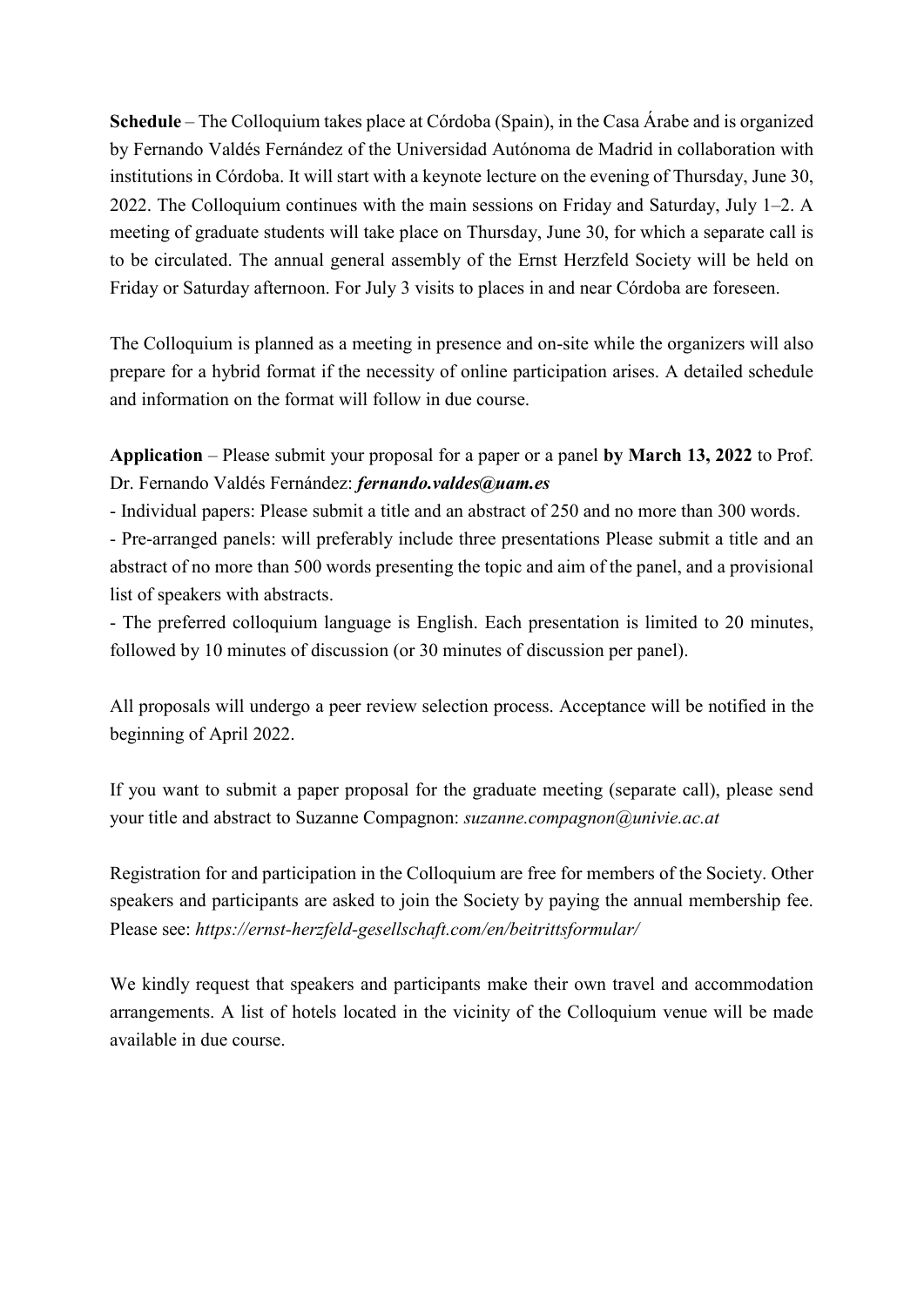**Schedule** – The Colloquium takes place at Córdoba (Spain), in the Casa Árabe and is organized by Fernando Valdés Fernández of the Universidad Autónoma de Madrid in collaboration with institutions in Córdoba. It will start with a keynote lecture on the evening of Thursday, June 30, 2022. The Colloquium continues with the main sessions on Friday and Saturday, July 1–2. A meeting of graduate students will take place on Thursday, June 30, for which a separate call is to be circulated. The annual general assembly of the Ernst Herzfeld Society will be held on Friday or Saturday afternoon. For July 3 visits to places in and near Córdoba are foreseen.

The Colloquium is planned as a meeting in presence and on-site while the organizers will also prepare for a hybrid format if the necessity of online participation arises. A detailed schedule and information on the format will follow in due course.

**Application** – Please submit your proposal for a paper or a panel **by March 13, 2022** to Prof. Dr. Fernando Valdés Fernández: ***fernando.valdes@uam.es***

- Individual papers: Please submit a title and an abstract of 250 and no more than 300 words.
- Pre-arranged panels: will preferably include three presentations Please submit a title and an abstract of no more than 500 words presenting the topic and aim of the panel, and a provisional list of speakers with abstracts.
- The preferred colloquium language is English. Each presentation is limited to 20 minutes, followed by 10 minutes of discussion (or 30 minutes of discussion per panel).

All proposals will undergo a peer review selection process. Acceptance will be notified in the beginning of April 2022.

If you want to submit a paper proposal for the graduate meeting (separate call), please send your title and abstract to Suzanne Compagnon: *suzanne.compagnon@univie.ac.at*

Registration for and participation in the Colloquium are free for members of the Society. Other speakers and participants are asked to join the Society by paying the annual membership fee. Please see: *https://ernst-herzfeld-gesellschaft.com/en/beitrittsformular/*

We kindly request that speakers and participants make their own travel and accommodation arrangements. A list of hotels located in the vicinity of the Colloquium venue will be made available in due course.